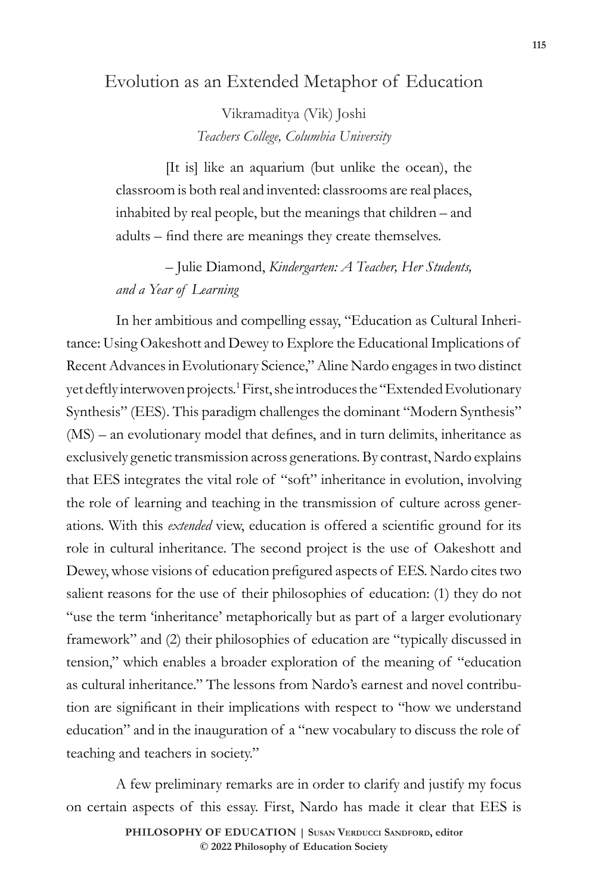# Evolution as an Extended Metaphor of Education

Vikramaditya (Vik) Joshi
*Teachers College, Columbia University*

> [It is] like an aquarium (but unlike the ocean), the classroom is both real and invented: classrooms are real places, inhabited by real people, but the meanings that children – and adults – find there are meanings they create themselves.
>
> – Julie Diamond, *Kindergarten: A Teacher, Her Students, and a Year of Learning*

In her ambitious and compelling essay, "Education as Cultural Inheritance: Using Oakeshott and Dewey to Explore the Educational Implications of Recent Advances in Evolutionary Science," Aline Nardo engages in two distinct yet deftly interwoven projects.[1] First, she introduces the "Extended Evolutionary Synthesis" (EES). This paradigm challenges the dominant "Modern Synthesis" (MS) – an evolutionary model that defines, and in turn delimits, inheritance as exclusively genetic transmission across generations. By contrast, Nardo explains that EES integrates the vital role of "soft" inheritance in evolution, involving the role of learning and teaching in the transmission of culture across generations. With this *extended* view, education is offered a scientific ground for its role in cultural inheritance. The second project is the use of Oakeshott and Dewey, whose visions of education prefigured aspects of EES. Nardo cites two salient reasons for the use of their philosophies of education: (1) they do not "use the term 'inheritance' metaphorically but as part of a larger evolutionary framework" and (2) their philosophies of education are "typically discussed in tension," which enables a broader exploration of the meaning of "education as cultural inheritance." The lessons from Nardo's earnest and novel contribution are significant in their implications with respect to "how we understand education" and in the inauguration of a "new vocabulary to discuss the role of teaching and teachers in society."

A few preliminary remarks are in order to clarify and justify my focus on certain aspects of this essay. First, Nardo has made it clear that EES is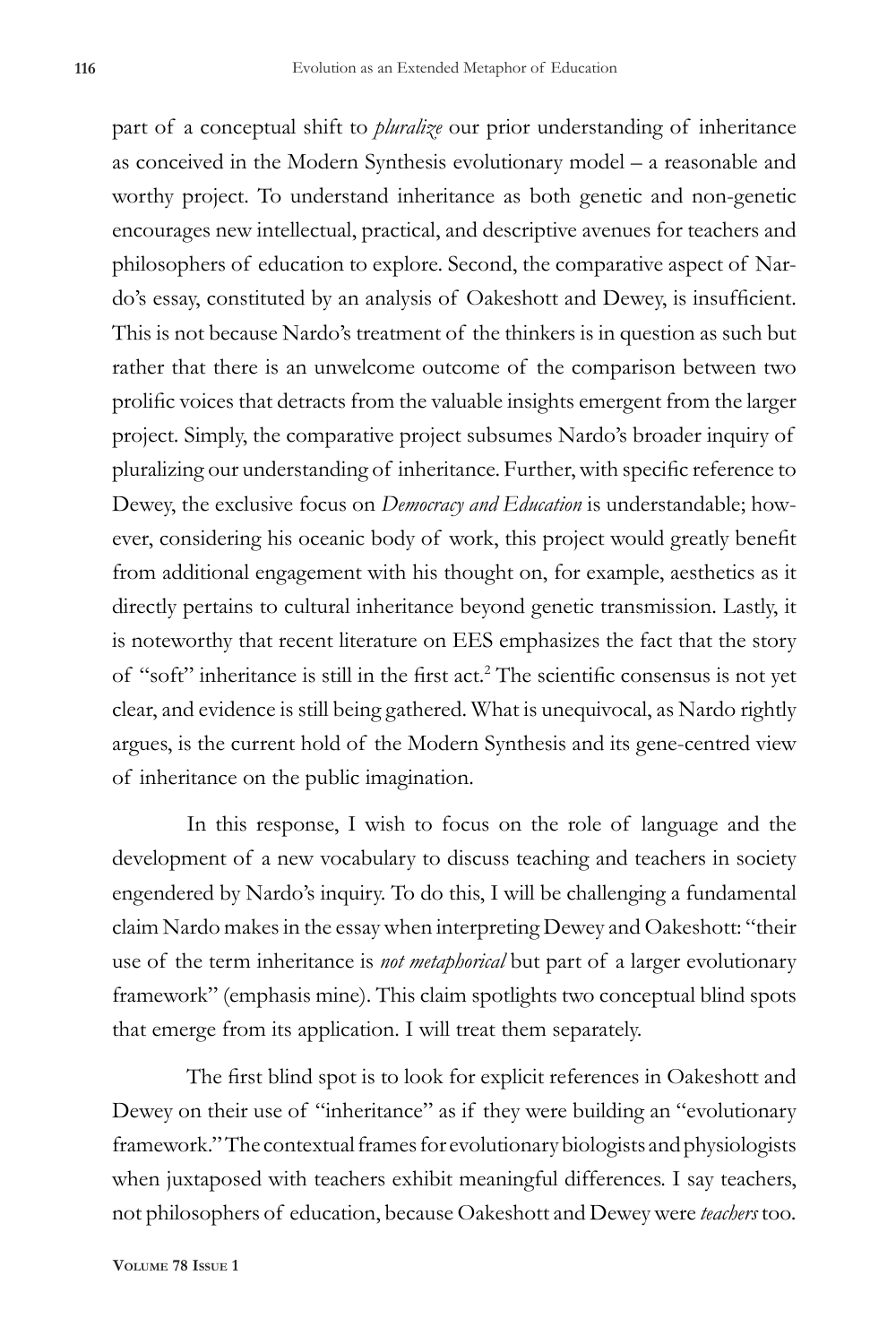part of a conceptual shift to *pluralize* our prior understanding of inheritance as conceived in the Modern Synthesis evolutionary model – a reasonable and worthy project. To understand inheritance as both genetic and non-genetic encourages new intellectual, practical, and descriptive avenues for teachers and philosophers of education to explore. Second, the comparative aspect of Nardo's essay, constituted by an analysis of Oakeshott and Dewey, is insufficient. This is not because Nardo's treatment of the thinkers is in question as such but rather that there is an unwelcome outcome of the comparison between two prolific voices that detracts from the valuable insights emergent from the larger project. Simply, the comparative project subsumes Nardo's broader inquiry of pluralizing our understanding of inheritance. Further, with specific reference to Dewey, the exclusive focus on *Democracy and Education* is understandable; however, considering his oceanic body of work, this project would greatly benefit from additional engagement with his thought on, for example, aesthetics as it directly pertains to cultural inheritance beyond genetic transmission. Lastly, it is noteworthy that recent literature on EES emphasizes the fact that the story of "soft" inheritance is still in the first act.[2] The scientific consensus is not yet clear, and evidence is still being gathered. What is unequivocal, as Nardo rightly argues, is the current hold of the Modern Synthesis and its gene-centred view of inheritance on the public imagination.

In this response, I wish to focus on the role of language and the development of a new vocabulary to discuss teaching and teachers in society engendered by Nardo's inquiry. To do this, I will be challenging a fundamental claim Nardo makes in the essay when interpreting Dewey and Oakeshott: "their use of the term inheritance is *not metaphorical* but part of a larger evolutionary framework" (emphasis mine). This claim spotlights two conceptual blind spots that emerge from its application. I will treat them separately.

The first blind spot is to look for explicit references in Oakeshott and Dewey on their use of "inheritance" as if they were building an "evolutionary framework." The contextual frames for evolutionary biologists and physiologists when juxtaposed with teachers exhibit meaningful differences. I say teachers, not philosophers of education, because Oakeshott and Dewey were *teachers* too.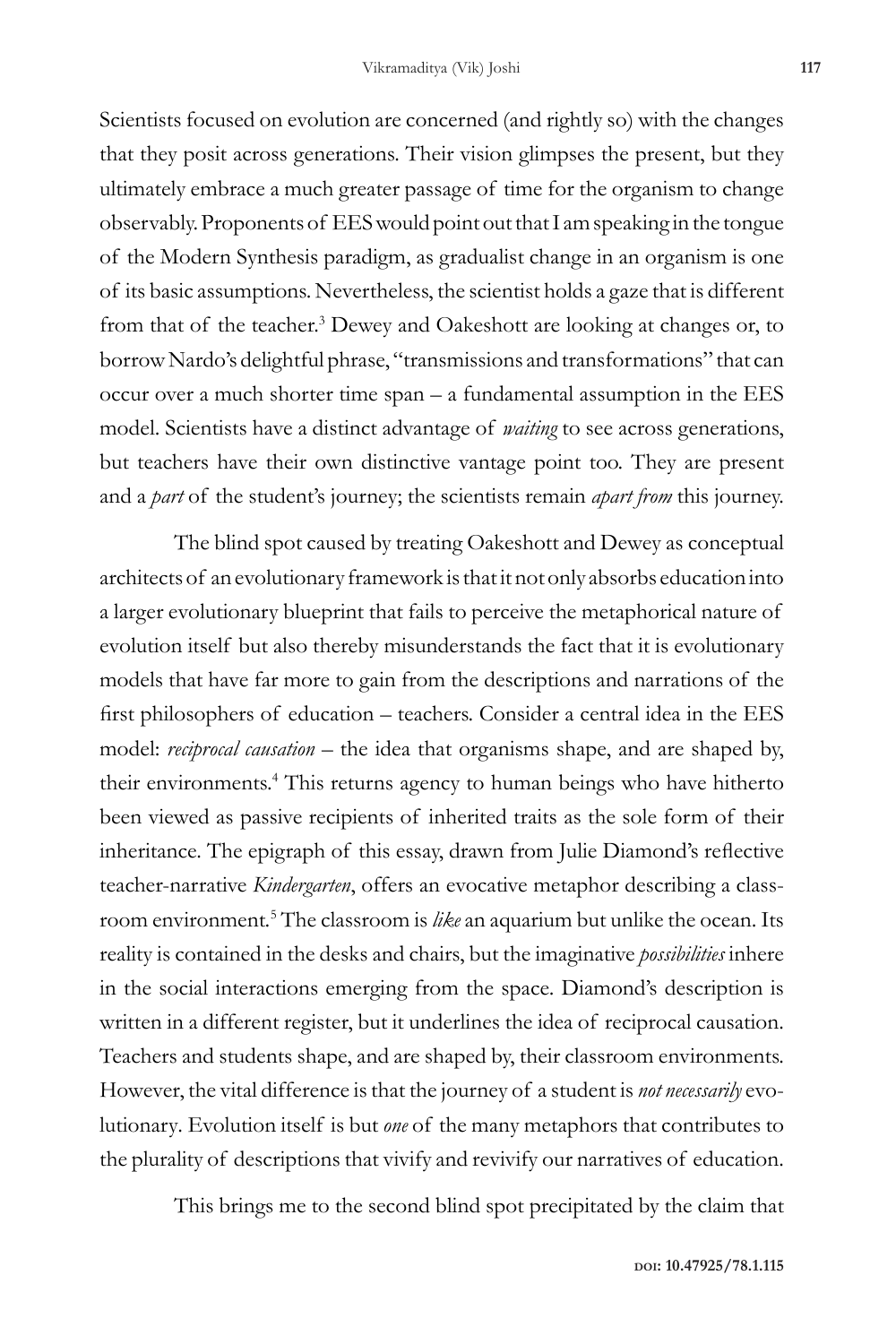Scientists focused on evolution are concerned (and rightly so) with the changes that they posit across generations. Their vision glimpses the present, but they ultimately embrace a much greater passage of time for the organism to change observably. Proponents of EES would point out that I am speaking in the tongue of the Modern Synthesis paradigm, as gradualist change in an organism is one of its basic assumptions. Nevertheless, the scientist holds a gaze that is different from that of the teacher.[3] Dewey and Oakeshott are looking at changes or, to borrow Nardo's delightful phrase, "transmissions and transformations" that can occur over a much shorter time span – a fundamental assumption in the EES model. Scientists have a distinct advantage of *waiting* to see across generations, but teachers have their own distinctive vantage point too. They are present and a *part* of the student's journey; the scientists remain *apart from* this journey.

The blind spot caused by treating Oakeshott and Dewey as conceptual architects of an evolutionary framework is that it not only absorbs education into a larger evolutionary blueprint that fails to perceive the metaphorical nature of evolution itself but also thereby misunderstands the fact that it is evolutionary models that have far more to gain from the descriptions and narrations of the first philosophers of education – teachers. Consider a central idea in the EES model: *reciprocal causation* – the idea that organisms shape, and are shaped by, their environments.[4] This returns agency to human beings who have hitherto been viewed as passive recipients of inherited traits as the sole form of their inheritance. The epigraph of this essay, drawn from Julie Diamond's reflective teacher-narrative *Kindergarten*, offers an evocative metaphor describing a classroom environment.[5] The classroom is *like* an aquarium but unlike the ocean. Its reality is contained in the desks and chairs, but the imaginative *possibilities* inhere in the social interactions emerging from the space. Diamond's description is written in a different register, but it underlines the idea of reciprocal causation. Teachers and students shape, and are shaped by, their classroom environments. However, the vital difference is that the journey of a student is *not necessarily* evolutionary. Evolution itself is but *one* of the many metaphors that contributes to the plurality of descriptions that vivify and revivify our narratives of education.

This brings me to the second blind spot precipitated by the claim that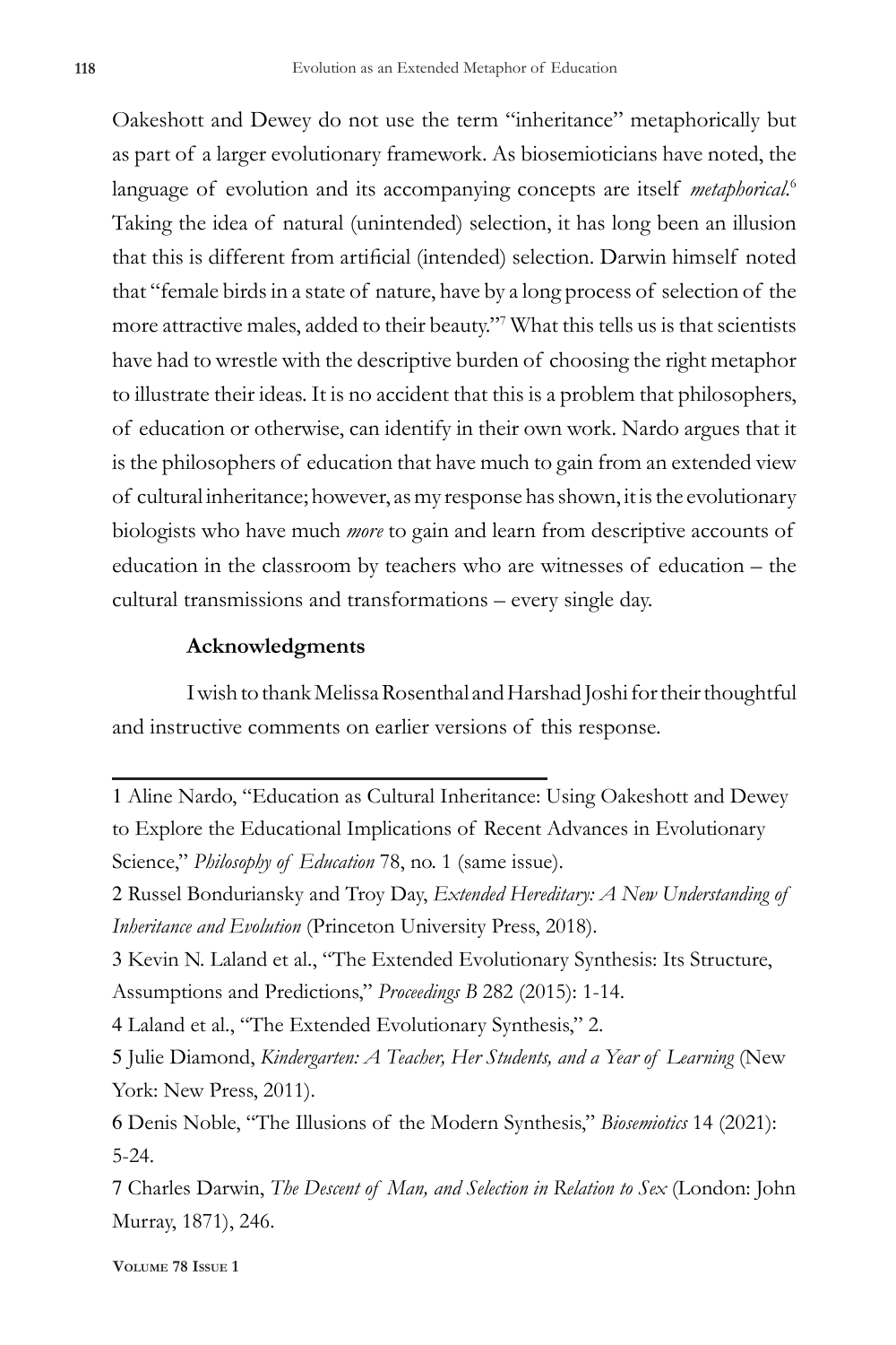Oakeshott and Dewey do not use the term "inheritance" metaphorically but as part of a larger evolutionary framework. As biosemioticians have noted, the language of evolution and its accompanying concepts are itself *metaphorical*.[6] Taking the idea of natural (unintended) selection, it has long been an illusion that this is different from artificial (intended) selection. Darwin himself noted that "female birds in a state of nature, have by a long process of selection of the more attractive males, added to their beauty."[7] What this tells us is that scientists have had to wrestle with the descriptive burden of choosing the right metaphor to illustrate their ideas. It is no accident that this is a problem that philosophers, of education or otherwise, can identify in their own work. Nardo argues that it is the philosophers of education that have much to gain from an extended view of cultural inheritance; however, as my response has shown, it is the evolutionary biologists who have much *more* to gain and learn from descriptive accounts of education in the classroom by teachers who are witnesses of education – the cultural transmissions and transformations – every single day.

**Acknowledgments**

I wish to thank Melissa Rosenthal and Harshad Joshi for their thoughtful and instructive comments on earlier versions of this response.

---

1 Aline Nardo, "Education as Cultural Inheritance: Using Oakeshott and Dewey to Explore the Educational Implications of Recent Advances in Evolutionary Science," *Philosophy of Education* 78, no. 1 (same issue).

2 Russel Bonduriansky and Troy Day, *Extended Hereditary: A New Understanding of Inheritance and Evolution* (Princeton University Press, 2018).

3 Kevin N. Laland et al., "The Extended Evolutionary Synthesis: Its Structure, Assumptions and Predictions," *Proceedings B* 282 (2015): 1-14.

4 Laland et al., "The Extended Evolutionary Synthesis," 2.

5 Julie Diamond, *Kindergarten: A Teacher, Her Students, and a Year of Learning* (New York: New Press, 2011).

6 Denis Noble, "The Illusions of the Modern Synthesis," *Biosemiotics* 14 (2021): 5-24.

7 Charles Darwin, *The Descent of Man, and Selection in Relation to Sex* (London: John Murray, 1871), 246.